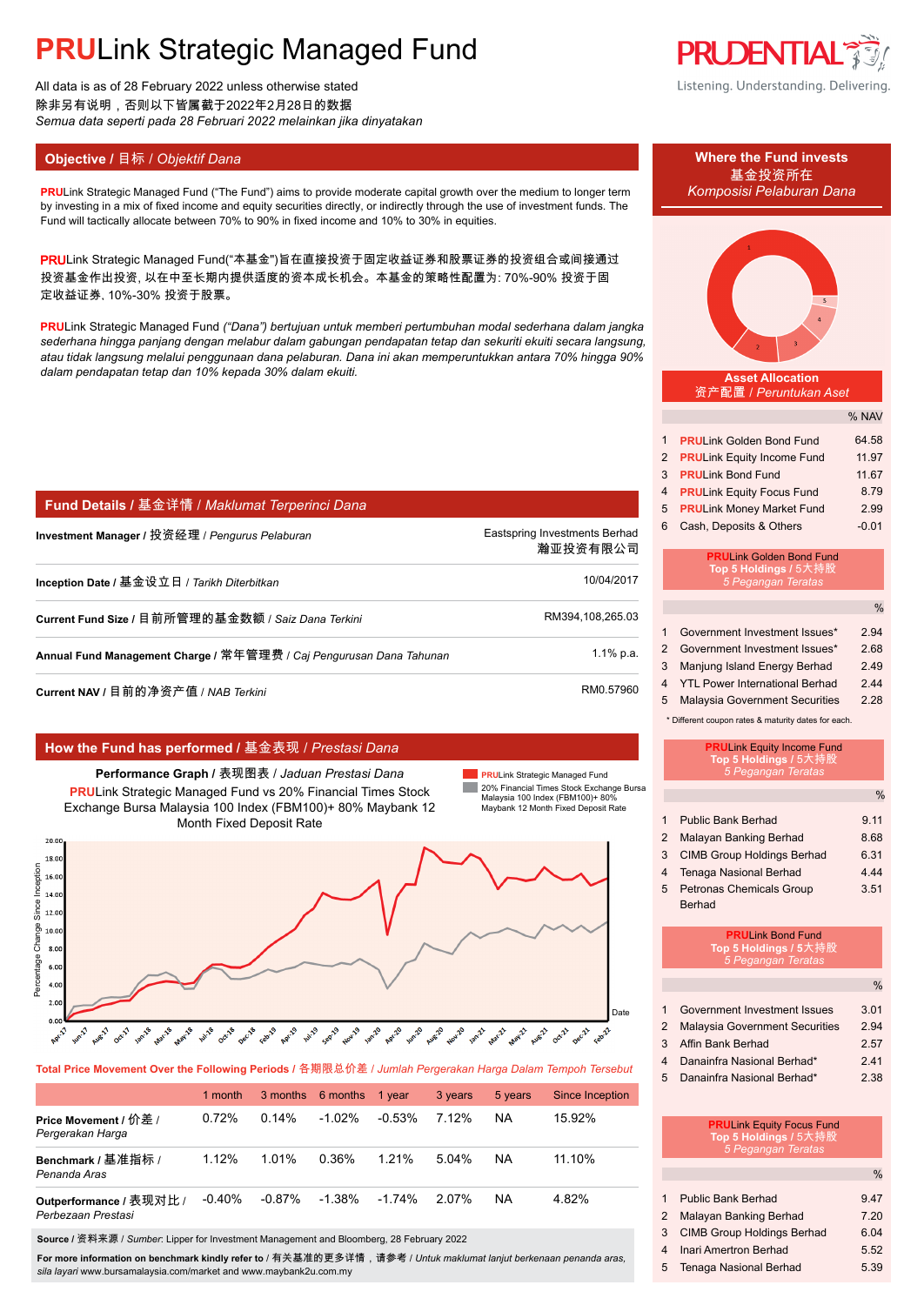# PRULink Strategic Managed Fund

All data is as of 28 February 2022 unless otherwise stated
除非另有说明，否则以下皆属截于2022年2月28日的数据
*Semua data seperti pada 28 Februari 2022 melainkan jika dinyatakan*

## Objective / 目标 / *Objektif Dana*

**PRU**Link Strategic Managed Fund ("The Fund") aims to provide moderate capital growth over the medium to longer term by investing in a mix of fixed income and equity securities directly, or indirectly through the use of investment funds. The Fund will tactically allocate between 70% to 90% in fixed income and 10% to 30% in equities.

**PRU**Link Strategic Managed Fund("本基金")旨在直接投资于固定收益证券和股票证券的投资组合或间接通过投资基金作出投资, 以在中至长期内提供适度的资本成长机会。本基金的策略性配置为: 70%-90% 投资于固定收益证券, 10%-30% 投资于股票。

***PRU**Link Strategic Managed Fund ("Dana") bertujuan untuk memberi pertumbuhan modal sederhana dalam jangka sederhana hingga panjang dengan melabur dalam gabungan pendapatan tetap dan sekuriti ekuiti secara langsung, atau tidak langsung melalui penggunaan dana pelaburan. Dana ini akan memperuntukkan antara 70% hingga 90% dalam pendapatan tetap dan 10% kepada 30% dalam ekuiti.*

## Fund Details / 基金详情 / *Maklumat Terperinci Dana*

| | |
|---|---|
| **Investment Manager** / 投资经理 / *Pengurus Pelaburan* | Eastspring Investments Berhad 瀚亚投资有限公司 |
| **Inception Date** / 基金设立日 / *Tarikh Diterbitkan* | 10/04/2017 |
| **Current Fund Size** / 目前所管理的基金数额 / *Saiz Dana Terkini* | RM394,108,265.03 |
| **Annual Fund Management Charge** / 常年管理费 / *Caj Pengurusan Dana Tahunan* | 1.1% p.a. |
| **Current NAV** / 目前的净资产值 / *NAB Terkini* | RM0.57960 |

## How the Fund has performed / 基金表现 / *Prestasi Dana*

**Performance Graph** / 表现图表 / *Jaduan Prestasi Dana*
**PRU**Link Strategic Managed Fund vs 20% Financial Times Stock Exchange Bursa Malaysia 100 Index (FBM100)+ 80% Maybank 12 Month Fixed Deposit Rate

**Total Price Movement Over the Following Periods / 各期限总价差 / *Jumlah Pergerakan Harga Dalam Tempoh Tersebut***

| | 1 month | 3 months | 6 months | 1 year | 3 years | 5 years | Since Inception |
|---|---|---|---|---|---|---|---|
| **Price Movement** / 价差 / *Pergerakan Harga* | 0.72% | 0.14% | -1.02% | -0.53% | 7.12% | NA | 15.92% |
| **Benchmark** / 基准指标 / *Penanda Aras* | 1.12% | 1.01% | 0.36% | 1.21% | 5.04% | NA | 11.10% |
| **Outperformance** / 表现对比 / *Perbezaan Prestasi* | -0.40% | -0.87% | -1.38% | -1.74% | 2.07% | NA | 4.82% |

**Source** / 资料来源 / *Sumber*: Lipper for Investment Management and Bloomberg, 28 February 2022

**For more information on benchmark kindly refer to** / 有关基准的更多详情，请参考 / *Untuk maklumat lanjut berkenaan penanda aras, sila layari* www.bursamalaysia.com/market and www.maybank2u.com.my

## Where the Fund invests / 基金投资所在 / *Komposisi Pelaburan Dana*

**Asset Allocation** / 资产配置 / *Peruntukan Aset*

| | | % NAV |
|---|---|---|
| 1 | **PRU**Link Golden Bond Fund | 64.58 |
| 2 | **PRU**Link Equity Income Fund | 11.97 |
| 3 | **PRU**Link Bond Fund | 11.67 |
| 4 | **PRU**Link Equity Focus Fund | 8.79 |
| 5 | **PRU**Link Money Market Fund | 2.99 |
| 6 | Cash, Deposits & Others | -0.01 |

**PRU**Link Golden Bond Fund **Top 5 Holdings** / 5大持股 / *5 Pegangan Teratas*

| | | % |
|---|---|---|
| 1 | Government Investment Issues* | 2.94 |
| 2 | Government Investment Issues* | 2.68 |
| 3 | Manjung Island Energy Berhad | 2.49 |
| 4 | YTL Power International Berhad | 2.44 |
| 5 | Malaysia Government Securities | 2.28 |

\* Different coupon rates & maturity dates for each.

**PRU**Link Equity Income Fund **Top 5 Holdings** / 5大持股 / *5 Pegangan Teratas*

| | | % |
|---|---|---|
| 1 | Public Bank Berhad | 9.11 |
| 2 | Malayan Banking Berhad | 8.68 |
| 3 | CIMB Group Holdings Berhad | 6.31 |
| 4 | Tenaga Nasional Berhad | 4.44 |
| 5 | Petronas Chemicals Group Berhad | 3.51 |

**PRU**Link Bond Fund **Top 5 Holdings** / 5大持股 / *5 Pegangan Teratas*

| | | % |
|---|---|---|
| 1 | Government Investment Issues | 3.01 |
| 2 | Malaysia Government Securities | 2.94 |
| 3 | Affin Bank Berhad | 2.57 |
| 4 | Danainfra Nasional Berhad* | 2.41 |
| 5 | Danainfra Nasional Berhad* | 2.38 |

**PRU**Link Equity Focus Fund **Top 5 Holdings** / 5大持股 / *5 Pegangan Teratas*

| | | % |
|---|---|---|
| 1 | Public Bank Berhad | 9.47 |
| 2 | Malayan Banking Berhad | 7.20 |
| 3 | CIMB Group Holdings Berhad | 6.04 |
| 4 | Inari Amertron Berhad | 5.52 |
| 5 | Tenaga Nasional Berhad | 5.39 |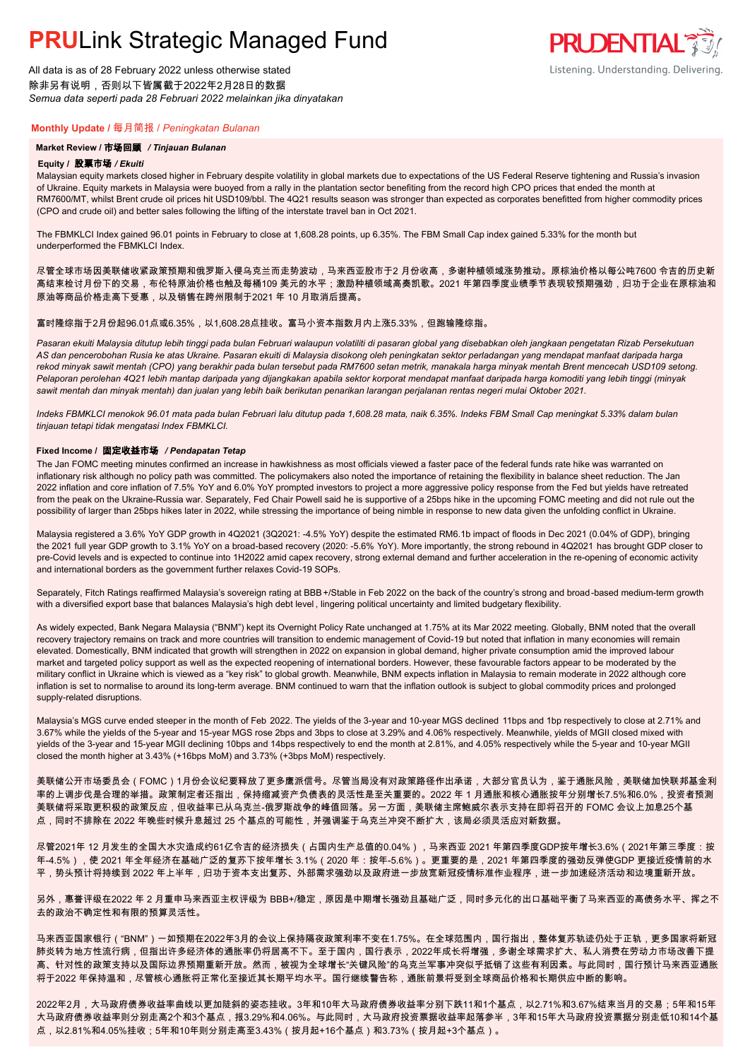# PRULink Strategic Managed Fund

All data is as of 28 February 2022 unless otherwise stated
除非另有说明，否则以下皆属截于2022年2月28日的数据
*Semua data seperti pada 28 Februari 2022 melainkan jika dinyatakan*

## Monthly Update / 每月简报 / *Peningkatan Bulanan*

### Market Review / 市场回顾 / *Tinjauan Bulanan*

#### Equity / 股票市场 / *Ekuiti*

Malaysian equity markets closed higher in February despite volatility in global markets due to expectations of the US Federal Reserve tightening and Russia's invasion of Ukraine. Equity markets in Malaysia were buoyed from a rally in the plantation sector benefiting from the record high CPO prices that ended the month at RM7600/MT, whilst Brent crude oil prices hit USD109/bbl. The 4Q21 results season was stronger than expected as corporates benefitted from higher commodity prices (CPO and crude oil) and better sales following the lifting of the interstate travel ban in Oct 2021.

The FBMKLCI Index gained 96.01 points in February to close at 1,608.28 points, up 6.35%. The FBM Small Cap index gained 5.33% for the month but underperformed the FBMKLCI Index.

尽管全球市场因美联储收紧政策预期和俄罗斯入侵乌克兰而走势波动，马来西亚股市于2 月份收高，多谢种植领域涨势推动。原棕油价格以每公吨7600 令吉的历史新高结束检讨月份下的交易，布伦特原油价格也触及每桶109 美元的水平；激励种植领域高奏凯歌。2021 年第四季度业绩季节表现较预期强劲，归功于企业在原棕油和原油等商品价格走高下受惠，以及销售在跨州限制于2021 年 10 月取消后提高。

富时隆综指于2月份起96.01点或6.35%，以1,608.28点挂收。富马小资本指数月内上涨5.33%，但跑输隆综指。

*Pasaran ekuiti Malaysia ditutup lebih tinggi pada bulan Februari walaupun volatiliti di pasaran global yang disebabkan oleh jangkaan pengetatan Rizab Persekutuan AS dan pencerobohan Rusia ke atas Ukraine. Pasaran ekuiti di Malaysia disokong oleh peningkatan sektor perladangan yang mendapat manfaat daripada harga rekod minyak sawit mentah (CPO) yang berakhir pada bulan tersebut pada RM7600 setan metrik, manakala harga minyak mentah Brent mencecah USD109 setong. Pelaporan perolehan 4Q21 lebih mantap daripada yang dijangkakan apabila sektor korporat mendapat manfaat daripada harga komoditi yang lebih tinggi (minyak sawit mentah dan minyak mentah) dan jualan yang lebih baik berikutan penarikan larangan perjalanan rentas negeri mulai Oktober 2021.*

*Indeks FBMKLCI menokok 96.01 mata pada bulan Februari lalu ditutup pada 1,608.28 mata, naik 6.35%. Indeks FBM Small Cap meningkat 5.33% dalam bulan tinjauan tetapi tidak mengatasi Index FBMKLCI.*

#### Fixed Income / 固定收益市场 / *Pendapatan Tetap*

The Jan FOMC meeting minutes confirmed an increase in hawkishness as most officials viewed a faster pace of the federal funds rate hike was warranted on inflationary risk although no policy path was committed. The policymakers also noted the importance of retaining the flexibility in balance sheet reduction. The Jan 2022 inflation and core inflation of 7.5% YoY and 6.0% YoY prompted investors to project a more aggressive policy response from the Fed but yields have retreated from the peak on the Ukraine-Russia war. Separately, Fed Chair Powell said he is supportive of a 25bps hike in the upcoming FOMC meeting and did not rule out the possibility of larger than 25bps hikes later in 2022, while stressing the importance of being nimble in response to new data given the unfolding conflict in Ukraine.

Malaysia registered a 3.6% YoY GDP growth in 4Q2021 (3Q2021: -4.5% YoY) despite the estimated RM6.1b impact of floods in Dec 2021 (0.04% of GDP), bringing the 2021 full year GDP growth to 3.1% YoY on a broad-based recovery (2020: -5.6% YoY). More importantly, the strong rebound in 4Q2021 has brought GDP closer to pre-Covid levels and is expected to continue into 1H2022 amid capex recovery, strong external demand and further acceleration in the re-opening of economic activity and international borders as the government further relaxes Covid-19 SOPs.

Separately, Fitch Ratings reaffirmed Malaysia's sovereign rating at BBB+/Stable in Feb 2022 on the back of the country's strong and broad-based medium-term growth with a diversified export base that balances Malaysia's high debt level, lingering political uncertainty and limited budgetary flexibility.

As widely expected, Bank Negara Malaysia ("BNM") kept its Overnight Policy Rate unchanged at 1.75% at its Mar 2022 meeting. Globally, BNM noted that the overall recovery trajectory remains on track and more countries will transition to endemic management of Covid-19 but noted that inflation in many economies will remain elevated. Domestically, BNM indicated that growth will strengthen in 2022 on expansion in global demand, higher private consumption amid the improved labour market and targeted policy support as well as the expected reopening of international borders. However, these favourable factors appear to be moderated by the military conflict in Ukraine which is viewed as a "key risk" to global growth. Meanwhile, BNM expects inflation in Malaysia to remain moderate in 2022 although core inflation is set to normalise to around its long-term average. BNM continued to warn that the inflation outlook is subject to global commodity prices and prolonged supply-related disruptions.

Malaysia's MGS curve ended steeper in the month of Feb 2022. The yields of the 3-year and 10-year MGS declined 11bps and 1bp respectively to close at 2.71% and 3.67% while the yields of the 5-year and 15-year MGS rose 2bps and 3bps to close at 3.29% and 4.06% respectively. Meanwhile, yields of MGII closed mixed with yields of the 3-year and 15-year MGII declining 10bps and 14bps respectively to end the month at 2.81%, and 4.05% respectively while the 5-year and 10-year MGII closed the month higher at 3.43% (+16bps MoM) and 3.73% (+3bps MoM) respectively.

美联储公开市场委员会（FOMC）1月份会议纪要释放了更多鹰派信号。尽管当局没有对政策路径作出承诺，大部分官员认为，鉴于通胀风险，美联储加快联邦基金利率的上调步伐是合理的举措。政策制定者还指出，保持缩减资产负债表的灵活性是至关重要的。2022 年 1 月通胀和核心通胀按年分别增长7.5%和6.0%，投资者预测美联储将采取更积极的政策反应，但收益率已从乌克兰-俄罗斯战争的峰值回落。另一方面，美联储主席鲍威尔表示支持在即将召开的 FOMC 会议上加息25个基点，同时不排除在 2022 年晚些时候升息超过 25 个基点的可能性，并强调鉴于乌克兰冲突不断扩大，该局必须灵活应对新数据。

尽管2021年 12 月发生的全国大水灾造成约61亿令吉的经济损失（占国内生产总值的0.04%），马来西亚 2021 年第四季度GDP按年增长3.6%（2021年第三季度：按年-4.5%），使 2021 年全年经济在基础广泛的复苏下按年增长 3.1%（2020 年：按年-5.6%）。更重要的是，2021 年第四季度的强劲反弹使GDP 更接近疫情前的水平，势头预计将持续到 2022 年上半年，归功于资本支出复苏、外部需求强劲以及政府进一步放宽新冠疫情标准作业程序，进一步加速经济活动和边境重新开放。

另外，惠誉评级在2022 年 2 月重申马来西亚主权评级为 BBB+/稳定，原因是中期增长强劲且基础广泛，同时多元化的出口基础平衡了马来西亚的高债务水平、挥之不去的政治不确定性和有限的预算灵活性。

马来西亚国家银行（"BNM"）一如预期在2022年3月的会议上保持隔夜政策利率不变在1.75%。在全球范围内，国行指出，整体复苏轨迹仍处于正轨，更多国家将新冠肺炎转为地方性流行病，但指出许多经济体的通胀率仍将居高不下。至于国内，国行表示，2022年成长将增强，多谢全球需求扩大、私人消费在劳动力市场改善下提高、针对性的政策支持以及国际边界预期重新开放。然而，被视为全球增长"关键风险"的乌克兰军事冲突似乎抵销了这些有利因素。与此同时，国行预计马来西亚通胀将于2022 年保持温和，尽管核心通胀将正常化至接近其长期平均水平。国行继续警告称，通胀前景将受到全球商品价格和长期供应中断的影响。

2022年2月，大马政府债券收益率曲线以更加陡斜的姿态挂收。3年和10年大马政府债券收益率分别下跌11和1个基点，以2.71%和3.67%结束当月的交易；5年和15年大马政府债券收益率则分别走高2个和3个基点，报3.29%和4.06%。与此同时，大马政府投资票据收益率起落参半，3年和15年大马政府投资票据分别走低10和14个基点，以2.81%和4.05%挂收；5年和10年则分别走高至3.43%（按月起+16个基点）和3.73%（按月起+3个基点）。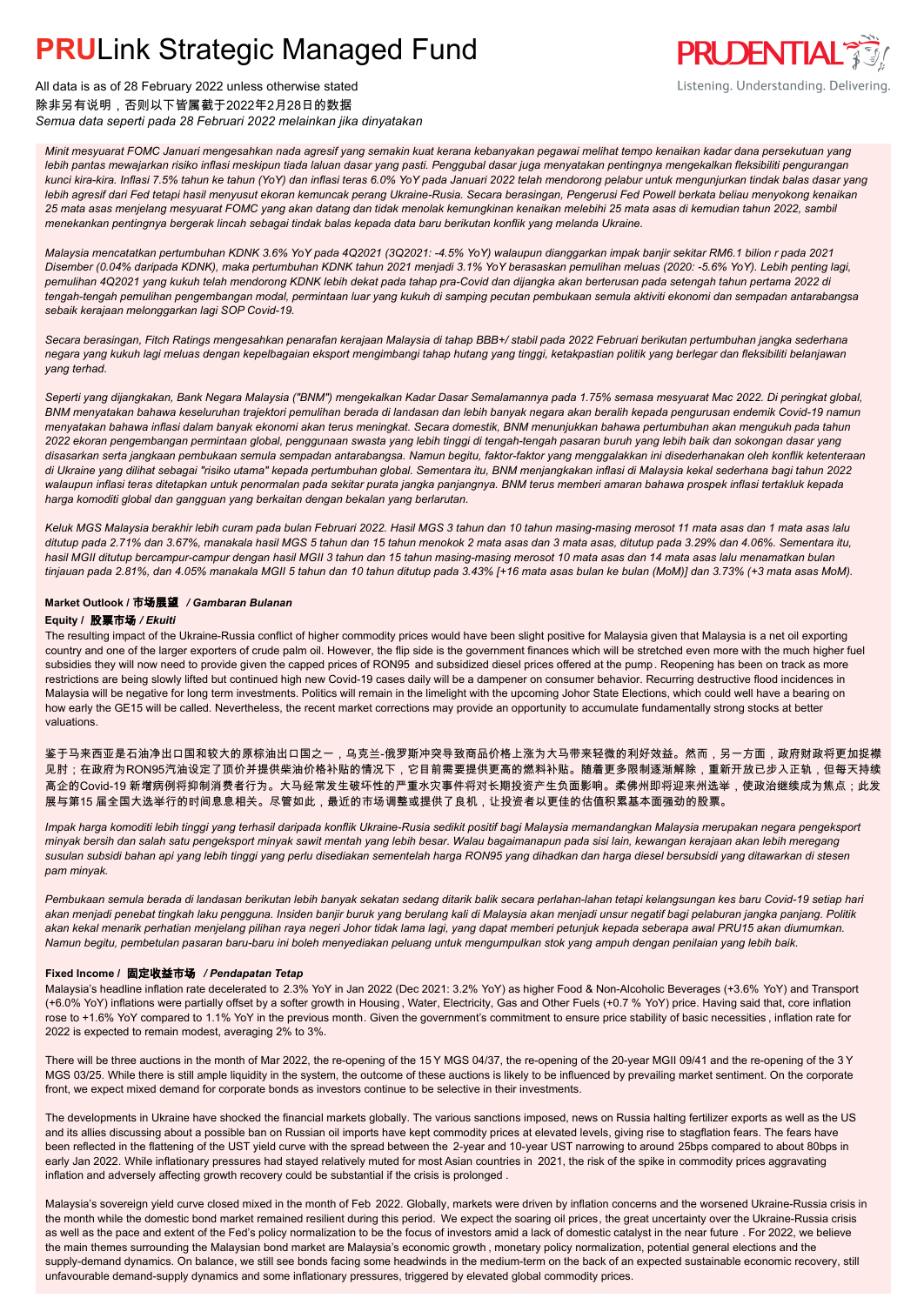# PRULink Strategic Managed Fund

All data is as of 28 February 2022 unless otherwise stated
除非另有说明，否则以下皆属截于2022年2月28日的数据
*Semua data seperti pada 28 Februari 2022 melainkan jika dinyatakan*

*Minit mesyuarat FOMC Januari mengesahkan nada agresif yang semakin kuat kerana kebanyakan pegawai melihat tempo kenaikan kadar dana persekutuan yang lebih pantas mewajarkan risiko inflasi meskipun tiada laluan dasar yang pasti. Penggubal dasar juga menyatakan pentingnya mengekalkan fleksibiliti pengurangan kunci kira-kira. Inflasi 7.5% tahun ke tahun (YoY) dan inflasi teras 6.0% YoY pada Januari 2022 telah mendorong pelabur untuk menunjurkan tindak balas dasar yang lebih agresif dari Fed tetapi hasil menyusut ekoran kemuncak perang Ukraine-Rusia. Secara berasingan, Pengerusi Fed Powell berkata beliau menyokong kenaikan 25 mata asas menjelang mesyuarat FOMC yang akan datang dan tidak menolak kemungkinan kenaikan melebihi 25 mata asas di kemudian tahun 2022, sambil menekankan pentingnya bergerak lincah sebagai tindak balas kepada data baru berikutan konflik yang melanda Ukraine.*

*Malaysia mencatatkan pertumbuhan KDNK 3.6% YoY pada 4Q2021 (3Q2021: -4.5% YoY) walaupun dianggarkan impak banjir sekitar RM6.1 bilion r pada 2021 Disember (0.04% daripada KDNK), maka pertumbuhan KDNK tahun 2021 menjadi 3.1% YoY berasaskan pemulihan meluas (2020: -5.6% YoY). Lebih penting lagi, pemulihan 4Q2021 yang kukuh telah mendorong KDNK lebih dekat pada tahap pra-Covid dan dijangka akan berterusan pada setengah tahun pertama 2022 di tengah-tengah pemulihan pengembangan modal, permintaan luar yang kukuh di samping pecutan pembukaan semula aktiviti ekonomi dan sempadan antarabangsa sebaik kerajaan melonggarkan lagi SOP Covid-19.*

*Secara berasingan, Fitch Ratings mengesahkan penarafan kerajaan Malaysia di tahap BBB+/ stabil pada 2022 Februari berikutan pertumbuhan jangka sederhana negara yang kukuh lagi meluas dengan kepelbagaian eksport mengimbangi tahap hutang yang tinggi, ketakpastian politik yang berlegar dan fleksibiliti belanjawan yang terhad.*

*Seperti yang dijangkakan, Bank Negara Malaysia ("BNM") mengekalkan Kadar Dasar Semalamannya pada 1.75% semasa mesyuarat Mac 2022. Di peringkat global, BNM menyatakan bahawa keseluruhan trajektori pemulihan berada di landasan dan lebih banyak negara akan beralih kepada pengurusan endemik Covid-19 namun menyatakan bahawa inflasi dalam banyak ekonomi akan terus meningkat. Secara domestik, BNM menunjukkan bahawa pertumbuhan akan mengukuh pada tahun 2022 ekoran pengembangan permintaan global, penggunaan swasta yang lebih tinggi di tengah-tengah pasaran buruh yang lebih baik dan sokongan dasar yang disasarkan serta jangkaan pembukaan semula sempadan antarabangsa. Namun begitu, faktor-faktor yang menggalakkan ini disederhanakan oleh konflik ketenteraan di Ukraine yang dilihat sebagai "risiko utama" kepada pertumbuhan global. Sementara itu, BNM menjangkakan inflasi di Malaysia kekal sederhana bagi tahun 2022 walaupun inflasi teras ditetapkan untuk penormalan pada sekitar purata jangka panjangnya. BNM terus memberi amaran bahawa prospek inflasi tertakluk kepada harga komoditi global dan gangguan yang berkaitan dengan bekalan yang berlarutan.*

*Keluk MGS Malaysia berakhir lebih curam pada bulan Februari 2022. Hasil MGS 3 tahun dan 10 tahun masing-masing merosot 11 mata asas dan 1 mata asas lalu ditutup pada 2.71% dan 3.67%, manakala hasil MGS 5 tahun dan 15 tahun menokok 2 mata asas dan 3 mata asas, ditutup pada 3.29% dan 4.06%. Sementara itu, hasil MGII ditutup bercampur-campur dengan hasil MGII 3 tahun dan 15 tahun masing-masing merosot 10 mata asas dan 14 mata asas lalu menamatkan bulan tinjauan pada 2.81%, dan 4.05% manakala MGII 5 tahun dan 10 tahun ditutup pada 3.43% [+16 mata asas bulan ke bulan (MoM)] dan 3.73% (+3 mata asas MoM).*

## Market Outlook / 市场展望 / *Gambaran Bulanan*

### Equity / 股票市场 / *Ekuiti*

The resulting impact of the Ukraine-Russia conflict of higher commodity prices would have been slight positive for Malaysia given that Malaysia is a net oil exporting country and one of the larger exporters of crude palm oil. However, the flip side is the government finances which will be stretched even more with the much higher fuel subsidies they will now need to provide given the capped prices of RON95 and subsidized diesel prices offered at the pump. Reopening has been on track as more restrictions are being slowly lifted but continued high new Covid-19 cases daily will be a dampener on consumer behavior. Recurring destructive flood incidences in Malaysia will be negative for long term investments. Politics will remain in the limelight with the upcoming Johor State Elections, which could well have a bearing on how early the GE15 will be called. Nevertheless, the recent market corrections may provide an opportunity to accumulate fundamentally strong stocks at better valuations.

鉴于马来西亚是石油净出口国和较大的原棕油出口国之一，乌克兰-俄罗斯冲突导致商品价格上涨为大马带来轻微的利好效益。然而，另一方面，政府财政将更加捉襟见肘；在政府为RON95汽油设定了顶价并提供柴油价格补贴的情况下，它目前需要提供更高的燃料补贴。随着更多限制逐渐解除，重新开放已步入正轨，但每天持续高企的Covid-19 新增病例将抑制消费者行为。大马经常发生破坏性的严重水灾事件将对长期投资产生负面影响。柔佛州即将迎来州选举，使政治继续成为焦点；此发展与第15 届全国大选举行的时间息息相关。尽管如此，最近的市场调整或提供了良机，让投资者以更佳的估值积累基本面强劲的股票。

*Impak harga komoditi lebih tinggi yang terhasil daripada konflik Ukraine-Rusia sedikit positif bagi Malaysia memandangkan Malaysia merupakan negara pengeksport minyak bersih dan salah satu pengeksport minyak sawit mentah yang lebih besar. Walau bagaimanapun pada sisi lain, kewangan kerajaan akan lebih meregang susulan subsidi bahan api yang lebih tinggi yang perlu disediakan sementelah harga RON95 yang dihadkan dan harga diesel bersubsidi yang ditawarkan di stesen pam minyak.*

*Pembukaan semula berada di landasan berikutan lebih banyak sekatan sedang ditarik balik secara perlahan-lahan tetapi kelangsungan kes baru Covid-19 setiap hari akan menjadi penebat tingkah laku pengguna. Insiden banjir buruk yang berulang kali di Malaysia akan menjadi unsur negatif bagi pelaburan jangka panjang. Politik akan kekal menarik perhatian menjelang pilihan raya negeri Johor tidak lama lagi, yang dapat memberi petunjuk kepada seberapa awal PRU15 akan diumumkan. Namun begitu, pembetulan pasaran baru-baru ini boleh menyediakan peluang untuk mengumpulkan stok yang ampuh dengan penilaian yang lebih baik.*

### Fixed Income / 固定收益市场 / *Pendapatan Tetap*

Malaysia's headline inflation rate decelerated to 2.3% YoY in Jan 2022 (Dec 2021: 3.2% YoY) as higher Food & Non-Alcoholic Beverages (+3.6% YoY) and Transport (+6.0% YoY) inflations were partially offset by a softer growth in Housing, Water, Electricity, Gas and Other Fuels (+0.7 % YoY) price. Having said that, core inflation rose to +1.6% YoY compared to 1.1% YoY in the previous month. Given the government's commitment to ensure price stability of basic necessities, inflation rate for 2022 is expected to remain modest, averaging 2% to 3%.

There will be three auctions in the month of Mar 2022, the re-opening of the 15 Y MGS 04/37, the re-opening of the 20-year MGII 09/41 and the re-opening of the 3 Y MGS 03/25. While there is still ample liquidity in the system, the outcome of these auctions is likely to be influenced by prevailing market sentiment. On the corporate front, we expect mixed demand for corporate bonds as investors continue to be selective in their investments.

The developments in Ukraine have shocked the financial markets globally. The various sanctions imposed, news on Russia halting fertilizer exports as well as the US and its allies discussing about a possible ban on Russian oil imports have kept commodity prices at elevated levels, giving rise to stagflation fears. The fears have been reflected in the flattening of the UST yield curve with the spread between the 2-year and 10-year UST narrowing to around 25bps compared to about 80bps in early Jan 2022. While inflationary pressures had stayed relatively muted for most Asian countries in 2021, the risk of the spike in commodity prices aggravating inflation and adversely affecting growth recovery could be substantial if the crisis is prolonged .

Malaysia's sovereign yield curve closed mixed in the month of Feb 2022. Globally, markets were driven by inflation concerns and the worsened Ukraine-Russia crisis in the month while the domestic bond market remained resilient during this period. We expect the soaring oil prices, the great uncertainty over the Ukraine-Russia crisis as well as the pace and extent of the Fed's policy normalization to be the focus of investors amid a lack of domestic catalyst in the near future . For 2022, we believe the main themes surrounding the Malaysian bond market are Malaysia's economic growth , monetary policy normalization, potential general elections and the supply-demand dynamics. On balance, we still see bonds facing some headwinds in the medium-term on the back of an expected sustainable economic recovery, still unfavourable demand-supply dynamics and some inflationary pressures, triggered by elevated global commodity prices.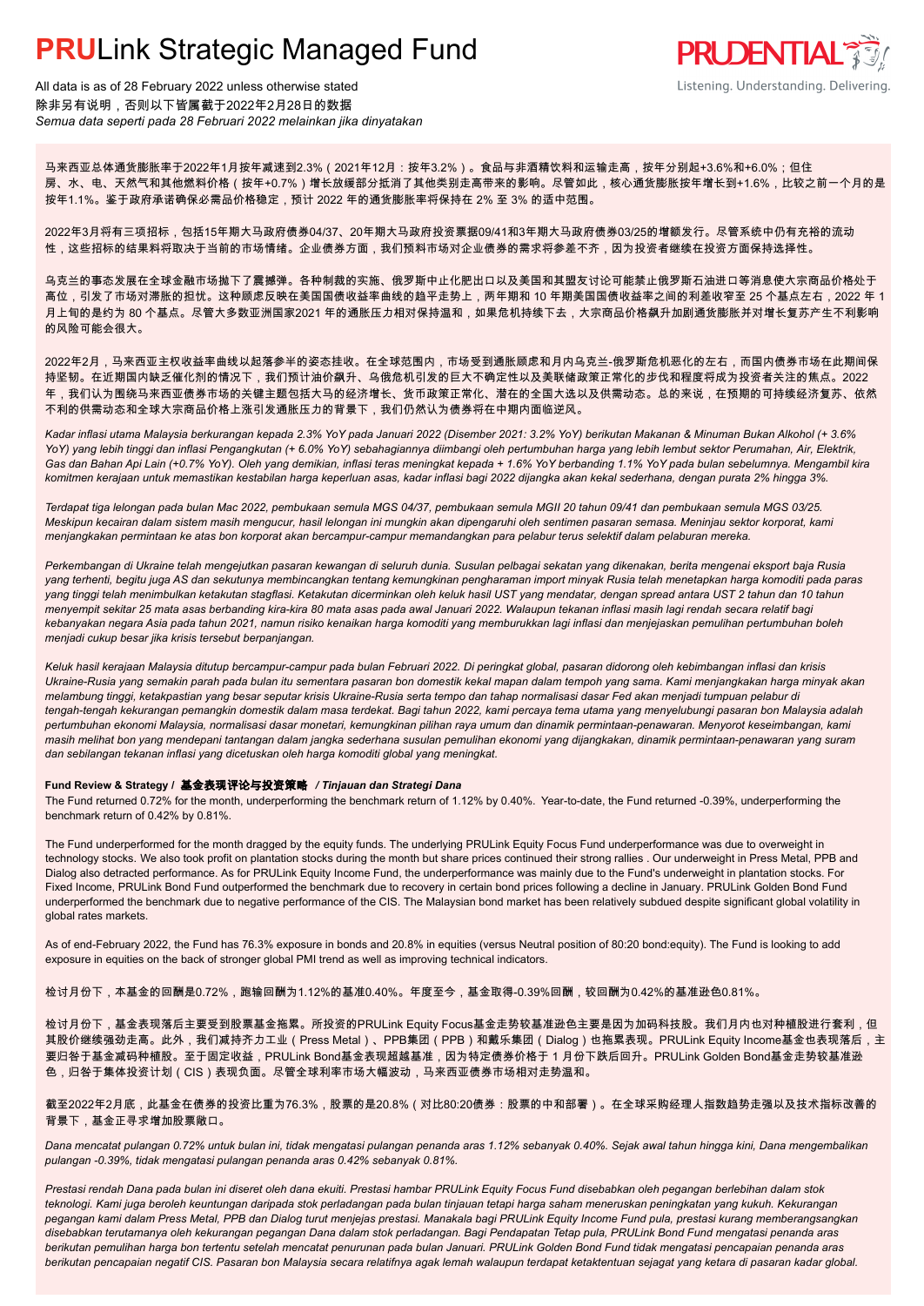# **PRU**Link Strategic Managed Fund

All data is as of 28 February 2022 unless otherwise stated
除非另有说明，否则以下皆属截于2022年2月28日的数据
*Semua data seperti pada 28 Februari 2022 melainkan jika dinyatakan*

马来西亚总体通货膨胀率于2022年1月按年减速到2.3%（2021年12月：按年3.2%）。食品与非酒精饮料和运输走高，按年分别起+3.6%和+6.0%；但住房、水、电、天然气和其他燃料价格（按年+0.7%）增长放缓部分抵消了其他类别走高带来的影响。尽管如此，核心通货膨胀按年增长到+1.6%，比较之前一个月的是按年1.1%。鉴于政府承诺确保必需品价格稳定，预计 2022 年的通货膨胀率将保持在 2% 至 3% 的适中范围。

2022年3月将有三项招标，包括15年期大马政府债券04/37、20年期大马政府投资票据09/41和3年期大马政府债券03/25的增额发行。尽管系统中仍有充裕的流动性，这些招标的结果料将取决于当前的市场情绪。企业债券方面，我们预料市场对企业债券的需求将参差不齐，因为投资者继续在投资方面保持选择性。

乌克兰的事态发展在全球金融市场抛下了震撼弹。各种制裁的实施、俄罗斯中止化肥出口以及美国和其盟友讨论可能禁止俄罗斯石油进口等消息使大宗商品价格处于高位，引发了市场对滞胀的担忧。这种顾虑反映在美国国债收益率曲线的趋平走势上，两年期和 10 年期美国国债收益率之间的利差收窄至 25 个基点左右，2022 年 1 月上旬的是约为 80 个基点。尽管大多数亚洲国家2021 年的通胀压力相对保持温和，如果危机持续下去，大宗商品价格飙升加剧通货膨胀并对增长复苏产生不利影响的风险可能会很大。

2022年2月，马来西亚主权收益率曲线以起落参半的姿态挂收。在全球范围内，市场受到通胀顾虑和月内乌克兰-俄罗斯危机恶化的左右，而国内债券市场在此期间保持坚韧。在近期国内缺乏催化剂的情况下，我们预计油价飙升、乌俄危机引发的巨大不确定性以及美联储政策正常化的步伐和程度将成为投资者关注的焦点。2022 年，我们认为围绕马来西亚债券市场的关键主题包括大马的经济增长、货币政策正常化、潜在的全国大选以及供需动态。总的来说，在预期的可持续经济复苏、依然不利的供需动态和全球大宗商品价格上涨引发通胀压力的背景下，我们仍然认为债券将在中期内面临逆风。

*Kadar inflasi utama Malaysia berkurangan kepada 2.3% YoY pada Januari 2022 (Disember 2021: 3.2% YoY) berikutan Makanan & Minuman Bukan Alkohol (+ 3.6% YoY) yang lebih tinggi dan inflasi Pengangkutan (+ 6.0% YoY) sebahagiannya diimbangi oleh pertumbuhan harga yang lebih lembut sektor Perumahan, Air, Elektrik, Gas dan Bahan Api Lain (+0.7% YoY). Oleh yang demikian, inflasi teras meningkat kepada + 1.6% YoY berbanding 1.1% YoY pada bulan sebelumnya. Mengambil kira komitmen kerajaan untuk memastikan kestabilan harga keperluan asas, kadar inflasi bagi 2022 dijangka akan kekal sederhana, dengan purata 2% hingga 3%.*

*Terdapat tiga lelongan pada bulan Mac 2022, pembukaan semula MGS 04/37, pembukaan semula MGII 20 tahun 09/41 dan pembukaan semula MGS 03/25. Meskipun kecairan dalam sistem masih mengucur, hasil lelongan ini mungkin akan dipengaruhi oleh sentimen pasaran semasa. Meninjau sektor korporat, kami menjangkakan permintaan ke atas bon korporat akan bercampur-campur memandangkan para pelabur terus selektif dalam pelaburan mereka.*

*Perkembangan di Ukraine telah mengejutkan pasaran kewangan di seluruh dunia. Susulan pelbagai sekatan yang dikenakan, berita mengenai eksport baja Russia yang terhenti, begitu juga AS dan sekutunya membincangkan tentang kemungkinan pengharaman import minyak Russia telah menetapkan harga komoditi pada paras yang tinggi telah menimbulkan ketakutan stagflasi. Ketakutan dicerminkan oleh keluk hasil UST yang mendatar, dengan spread antara UST 2 tahun dan 10 tahun menyempit sekitar 25 mata asas berbanding kira-kira 80 mata asas pada awal Januari 2022. Walaupun tekanan inflasi masih lagi rendah secara relatif bagi kebanyakan negara Asia pada tahun 2021, namun risiko kenaikan harga komoditi yang memburukkan lagi inflasi dan menjejaskan pemulihan pertumbuhan boleh menjadi cukup besar jika krisis tersebut berpanjangan.*

*Keluk hasil kerajaan Malaysia ditutup bercampur-campur pada bulan Februari 2022. Di peringkat global, pasaran didorong oleh kebimbangan inflasi dan krisis Ukraine-Rusia yang semakin parah pada bulan itu sementara pasaran bon domestik kekal mapan dalam tempoh yang sama. Kami menjangkakan harga minyak akan melambung tinggi, ketakpastian yang besar seputar krisis Ukraine-Rusia serta tempo dan tahap normalisasi dasar Fed akan menjadi tumpuan pelabur di tengah-tengah kekurangan pemangkin domestik dalam masa terdekat. Bagi tahun 2022, kami percaya tema utama yang menyelubungi pasaran bon Malaysia adalah pertumbuhan ekonomi Malaysia, normalisasi dasar monetari, kemungkinan pilihan raya umum dan dinamik permintaan-penawaran. Menyorot keseimbangan, kami masih melihat bon yang mendepani tantangan dalam jangka sederhana susulan pemulihan ekonomi yang dijangkakan, dinamik permintaan-penawaran yang suram dan sebilangan tekanan inflasi yang dicetuskan oleh harga komoditi global yang meningkat.*

**Fund Review & Strategy / 基金表现评论与投资策略 / *Tinjauan dan Strategi Dana***

The Fund returned 0.72% for the month, underperforming the benchmark return of 1.12% by 0.40%. Year-to-date, the Fund returned -0.39%, underperforming the benchmark return of 0.42% by 0.81%.

The Fund underperformed for the month dragged by the equity funds. The underlying PRULink Equity Focus Fund underperformance was due to overweight in technology stocks. We also took profit on plantation stocks during the month but share prices continued their strong rallies . Our underweight in Press Metal, PPB and Dialog also detracted performance. As for PRULink Equity Income Fund, the underperformance was mainly due to the Fund's underweight in plantation stocks. For Fixed Income, PRULink Bond Fund outperformed the benchmark due to recovery in certain bond prices following a decline in January. PRULink Golden Bond Fund underperformed the benchmark due to negative performance of the CIS. The Malaysian bond market has been relatively subdued despite significant global volatility in global rates markets.

As of end-February 2022, the Fund has 76.3% exposure in bonds and 20.8% in equities (versus Neutral position of 80:20 bond:equity). The Fund is looking to add exposure in equities on the back of stronger global PMI trend as well as improving technical indicators.

检讨月份下，本基金的回酬是0.72%，跑输回酬为1.12%的基准0.40%。年度至今，基金取得-0.39%回酬，较回酬为0.42%的基准逊色0.81%。

检讨月份下，基金表现落后主要受到股票基金拖累。所投资的PRULink Equity Focus基金走势较基准逊色主要是因为加码科技股。我们月内也对种植股进行套利，但其股价继续强劲走高。此外，我们减持齐力工业（Press Metal）、PPB集团（PPB）和戴乐集团（Dialog）也拖累表现。PRULink Equity Income基金也表现落后，主要归咎于基金减码种植股。至于固定收益，PRULink Bond基金表现超越基准，因为特定债券价格于 1 月份下跌后回升。PRULink Golden Bond基金走势较基准逊色，归咎于集体投资计划（CIS）表现负面。尽管全球利率市场大幅波动，马来西亚债券市场相对走势温和。

截至2022年2月底，此基金在债券的投资比重为76.3%，股票的是20.8%（对比80:20债券：股票的中和部署）。在全球采购经理人指数趋势走强以及技术指标改善的背景下，基金正寻求增加股票敞口。

*Dana mencatat pulangan 0.72% untuk bulan ini, tidak mengatasi pulangan penanda aras 1.12% sebanyak 0.40%. Sejak awal tahun hingga kini, Dana mengembalikan pulangan -0.39%, tidak mengatasi pulangan penanda aras 0.42% sebanyak 0.81%.*

*Prestasi rendah Dana pada bulan ini diseret oleh dana ekuiti. Prestasi hambar PRULink Equity Focus Fund disebabkan oleh pegangan berlebihan dalam stok teknologi. Kami juga beroleh keuntungan daripada stok perladangan pada bulan tinjauan tetapi harga saham meneruskan peningkatan yang kukuh. Kekurangan pegangan kami dalam Press Metal, PPB dan Dialog turut menjejas prestasi. Manakala bagi PRULink Equity Income Fund pula, prestasi kurang memberangsangkan disebabkan terutamanya oleh kekurangan pegangan Dana dalam stok perladangan. Bagi Pendapatan Tetap pula, PRULink Bond Fund mengatasi penanda aras berikutan pemulihan harga bon tertentu setelah mencatat penurunan pada bulan Januari. PRULink Golden Bond Fund tidak mengatasi pencapaian penanda aras berikutan pencapaian negatif CIS. Pasaran bon Malaysia secara relatifnya agak lemah walaupun terdapat ketaktentuan sejagat yang ketara di pasaran kadar global.*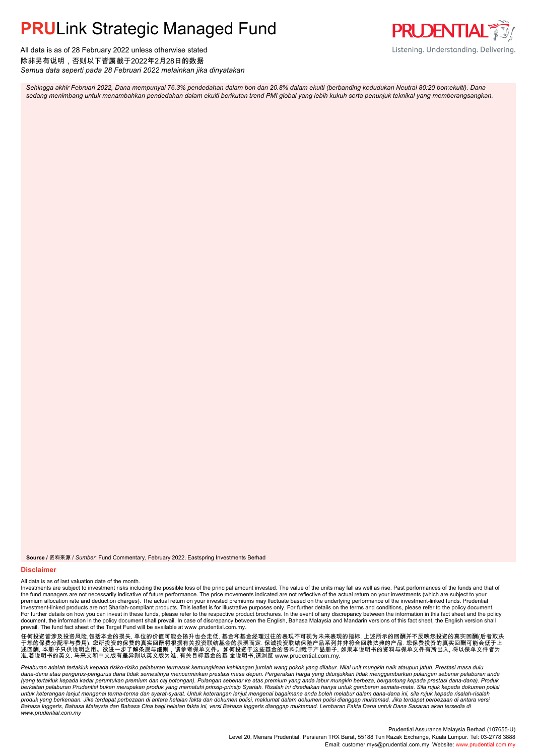# **PRU**Link Strategic Managed Fund

All data is as of 28 February 2022 unless otherwise stated
除非另有说明，否则以下皆属截于2022年2月28日的数据
*Semua data seperti pada 28 Februari 2022 melainkan jika dinyatakan*

*Sehingga akhir Februari 2022, Dana mempunyai 76.3% pendedahan dalam bon dan 20.8% dalam ekuiti (berbanding kedudukan Neutral 80:20 bon:ekuiti). Dana sedang menimbang untuk menambahkan pendedahan dalam ekuiti berikutan trend PMI global yang lebih kukuh serta penunjuk teknikal yang memberangsangkan.*

**Source** / 资料来源 / *Sumber*: Fund Commentary, February 2022, Eastspring Investments Berhad

## Disclaimer

All data is as of last valuation date of the month.
Investments are subject to investment risks including the possible loss of the principal amount invested. The value of the units may fall as well as rise. Past performances of the funds and that of the fund managers are not necessarily indicative of future performance. The price movements indicated are not reflective of the actual return on your investments (which are subject to your premium allocation rate and deduction charges). The actual return on your invested premiums may fluctuate based on the underlying performance of the investment-linked funds. Prudential Investment-linked products are not Shariah-compliant products. This leaflet is for illustrative purposes only. For further details on the terms and conditions, please refer to the policy document. For further details on how you can invest in these funds, please refer to the respective product brochures. In the event of any discrepancy between the information in this fact sheet and the policy document, the information in the policy document shall prevail. In case of discrepancy between the English, Bahasa Malaysia and Mandarin versions of this fact sheet, the English version shall prevail. The fund fact sheet of the Target Fund will be available at www .prudential.com.my.

任何投资皆涉及投资风险,包括本金的损失. 单位的价值可能会扬升也会走低. 基金和基金经理过往的表现不可视为未来表现的指标. 上述所示的回酬并不反映您投资的真实回酬(后者取决于您的保费分配率与费用). 您所投资的保费的真实回酬将根据有关投资联结基金的表现而定. 保诚投资联结保险产品系列并非符合回教法典的产品. 您保费投资的真实回酬可能会低于上述回酬. 本册子只供说明之用。欲进一步了解条规与细则，请参考保单文件。如何投资于这些基金的资料则载于产品册子. 如果本说明书的资料与保单文件有所出入, 将以保单文件者为准.若说明书的英文. 马来文和中文版有差异则以英文版为准. 有关目标基金的基 金说明书,请浏览 www.prudential.com.my.

*Pelaburan adalah tertakluk kepada risiko-risiko pelaburan termasuk kemungkinan kehilangan jumlah wang pokok yang dilabur. Nilai unit mungkin naik ataupun jatuh. Prestasi masa dulu dana-dana atau pengurus-pengurus dana tidak semestinya mencerminkan prestasi masa depan. Pergerakan harga yang ditunjukkan tidak menggambarkan pulangan sebenar pelaburan anda (yang tertakluk kepada kadar peruntukan premium dan caj potongan). Pulangan sebenar ke atas premium yang anda labur mungkin berbeza, bergantung kepada prestasi dana-dana). Produk berkaitan pelaburan Prudential bukan merupakan produk yang mematuhi prinsip-prinsip Syariah. Risalah ini disediakan hanya untuk gambaran semata-mata. Sila rujuk kepada dokumen polisi untuk keterangan lanjut mengenai terma-terma dan syarat-syarat. Untuk keterangan lanjut mengenai bagaimana anda boleh melabur dalam dana-dana ini, sila rujuk kepada risalah-risalah produk yang berkenaan. Jika terdapat perbezaan di antara helaian fakta dan dokumen polisi, maklumat dalam dokumen polisi dianggap muktamad. Jika terdapat perbezaan di antara versi Bahasa Inggeris, Bahasa Malaysia dan Bahasa Cina bagi helaian fakta ini, versi Bahasa Inggeris dianggap muktamad. Lembaran Fakta Dana untuk Dana Sasaran akan tersedia di www.prudential.com.my*

Prudential Assurance Malaysia Berhad (107655-U)
Level 20, Menara Prudential, Persiaran TRX Barat, 55188 Tun Razak Exchange, Kuala Lumpur. Tel: 03-2778 3888
Email: customer.mys@prudential.com.my Website: www.prudential.com.my